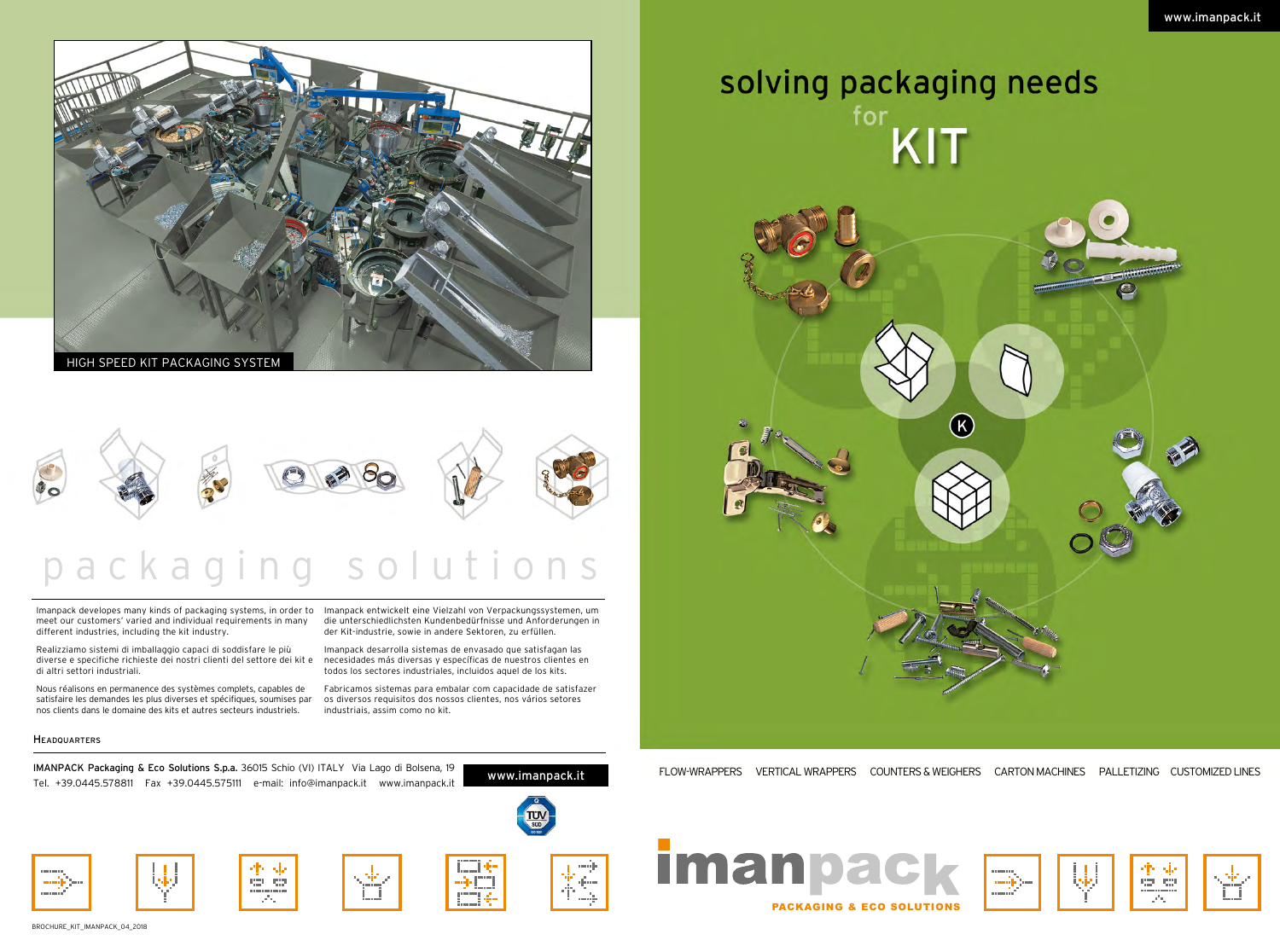www.imanpack.it

# solving packaging needs for KIT

HIGH SPEED KIT PACKAGING SYSTEM

# packaging solutions

Imanpack developes many kinds of packaging systems, in order to meet our customers' varied and individual requirements in many different industries, including the kit industry.

Realizziamo sistemi di imballaggio capaci di soddisfare le più diverse e specifiche richieste dei nostri clienti del settore dei kit e di altri settori industriali.

Nous réalisons en permanence des systèmes complets, capables de satisfaire les demandes les plus diverses et spécifiques, soumises par nos clients dans le domaine des kits et autres secteurs industriels.

Imanpack entwickelt eine Vielzahl von Verpackungssystemen, um die unterschiedlichsten Kundenbedürfnisse und Anforderungen in der Kit-industrie, sowie in andere Sektoren, zu erfüllen.

Imanpack desarrolla sistemas de envasado que satisfagan las necesidades más diversas y específicas de nuestros clientes en todos los sectores industriales, incluidos aquel de los kits.

Fabricamos sistemas para embalar com capacidade de satisfazer os diversos requisitos dos nossos clientes, nos vários setores industriais, assim como no kit.

**Headquarters**

**IMANPACK Packaging & Eco Solutions S.p.a.** 36015 Schio (VI) ITALY Via Lago di Bolsena, 19
Tel. +39.0445.578811 Fax +39.0445.575111 e-mail: info@imanpack.it www.imanpack.it

www.imanpack.it

FLOW-WRAPPERS VERTICAL WRAPPERS COUNTERS & WEIGHERS CARTON MACHINES PALLETIZING CUSTOMIZED LINES

imanpack
PACKAGING & ECO SOLUTIONS

BROCHURE_KIT_IMANPACK_04_2018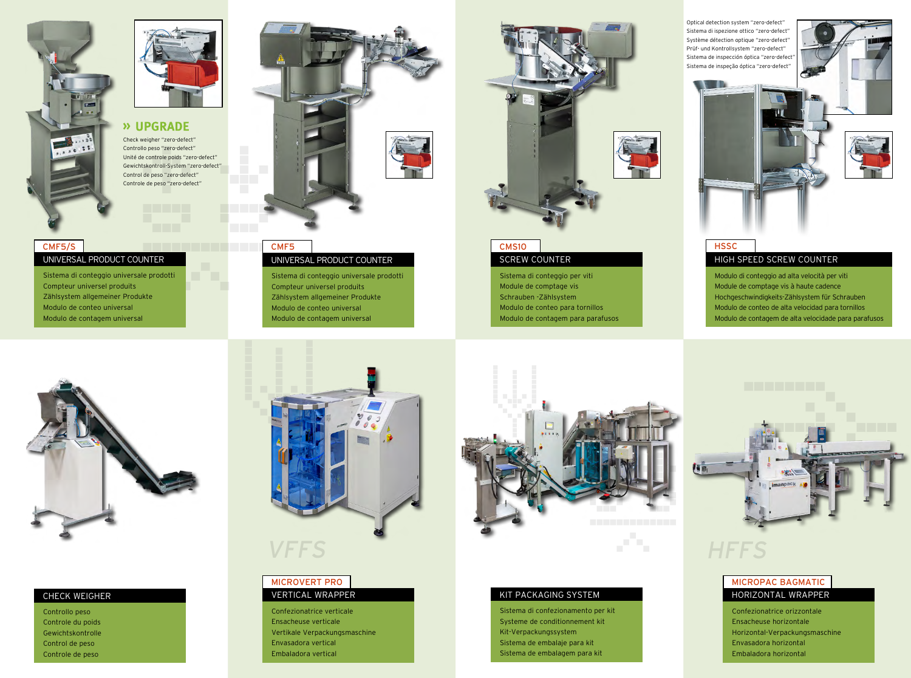» UPGRADE

Check weigher "zero-defect"
Controllo peso "zero-defect"
Unité de controle poids "zero-defect"
Gewichtskontroll-System "zero-defect"
Control de peso "zero-defect"
Controle de peso "zero-defect"

## CMF5/S

### UNIVERSAL PRODUCT COUNTER

Sistema di conteggio universale prodotti
Compteur universel produits
Zählsystem allgemeiner Produkte
Modulo de conteo universal
Modulo de contagem universal

## CMF5

### UNIVERSAL PRODUCT COUNTER

Sistema di conteggio universale prodotti
Compteur universel produits
Zählsystem allgemeiner Produkte
Modulo de conteo universal
Modulo de contagem universal

## CMS10

### SCREW COUNTER

Sistema di conteggio per viti
Module de comptage vis
Schrauben -Zählsystem
Modulo de conteo para tornillos
Modulo de contagem para parafusos

Optical detection system "zero-defect"
Sistema di ispezione ottico "zero-defect"
Système détection optique "zero-defect"
Prüf- und Kontrollsystem "zero-defect"
Sistema de inspección óptica "zero-defect"
Sistema de inspeção óptica "zero-defect"

## HSSC

### HIGH SPEED SCREW COUNTER

Modulo di conteggio ad alta velocità per viti
Module de comptage vis à haute cadence
Hochgeschwindigkeits-Zählsystem für Schrauben
Modulo de conteo de alta velocidad para tornillos
Modulo de contagem de alta velocidade para parafusos

### CHECK WEIGHER

Controllo peso
Controle du poids
Gewichtskontrolle
Control de peso
Controle de peso

VFFS

## MICROVERT PRO

### VERTICAL WRAPPER

Confezionatrice verticale
Ensacheuse verticale
Vertikale Verpackungsmaschine
Envasadora vertical
Embaladora vertical

### KIT PACKAGING SYSTEM

Sistema di confezionamento per kit
Systeme de conditionnement kit
Kit-Verpackungssystem
Sistema de embalaje para kit
Sistema de embalagem para kit

HFFS

## MICROPAC BAGMATIC

### HORIZONTAL WRAPPER

Confezionatrice orizzontale
Ensacheuse horizontale
Horizontal-Verpackungsmaschine
Envasadora horizontal
Embaladora horizontal